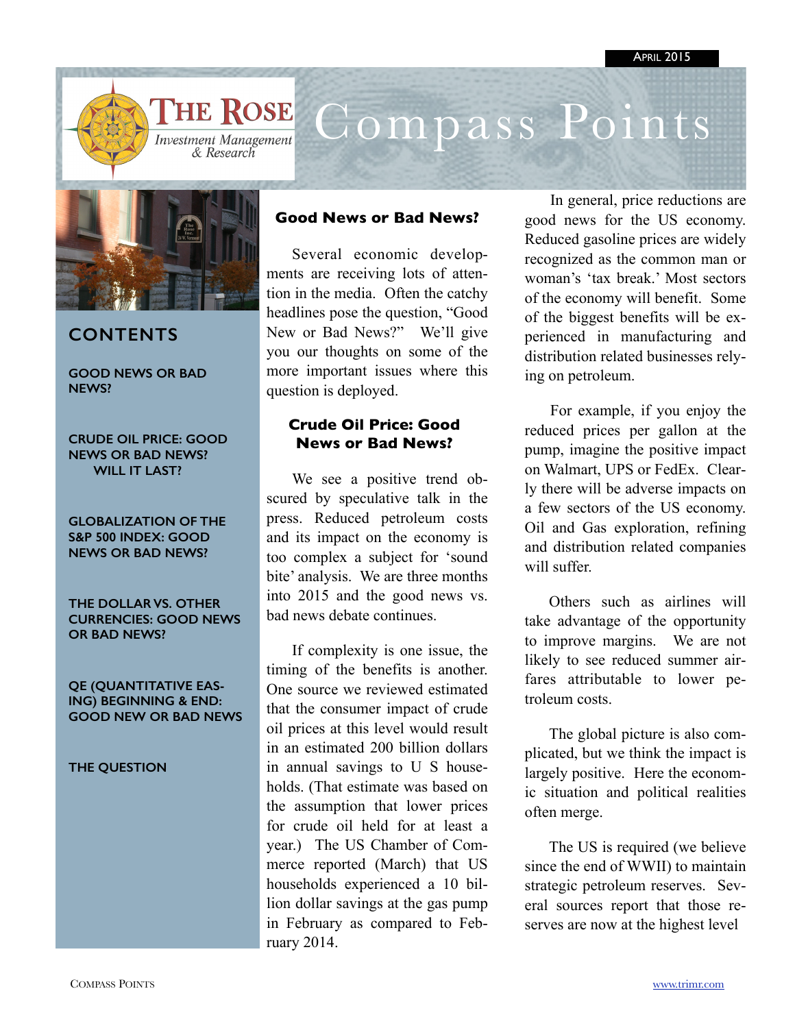April 2015

# The Rose Investment Management & Research — Compass Points

## CONTENTS

- GOOD NEWS OR BAD NEWS?
- CRUDE OIL PRICE: GOOD NEWS OR BAD NEWS? WILL IT LAST?
- GLOBALIZATION OF THE S&P 500 INDEX: GOOD NEWS OR BAD NEWS?
- THE DOLLAR VS. OTHER CURRENCIES: GOOD NEWS OR BAD NEWS?
- QE (QUANTITATIVE EASING) BEGINNING & END: GOOD NEW OR BAD NEWS
- THE QUESTION

## Good News or Bad News?

Several economic developments are receiving lots of attention in the media. Often the catchy headlines pose the question, "Good New or Bad News?" We'll give you our thoughts on some of the more important issues where this question is deployed.

### Crude Oil Price: Good News or Bad News?

We see a positive trend obscured by speculative talk in the press. Reduced petroleum costs and its impact on the economy is too complex a subject for 'sound bite' analysis. We are three months into 2015 and the good news vs. bad news debate continues.

If complexity is one issue, the timing of the benefits is another. One source we reviewed estimated that the consumer impact of crude oil prices at this level would result in an estimated 200 billion dollars in annual savings to U S households. (That estimate was based on the assumption that lower prices for crude oil held for at least a year.) The US Chamber of Commerce reported (March) that US households experienced a 10 billion dollar savings at the gas pump in February as compared to February 2014.

In general, price reductions are good news for the US economy. Reduced gasoline prices are widely recognized as the common man or woman's 'tax break.' Most sectors of the economy will benefit. Some of the biggest benefits will be experienced in manufacturing and distribution related businesses relying on petroleum.

For example, if you enjoy the reduced prices per gallon at the pump, imagine the positive impact on Walmart, UPS or FedEx. Clearly there will be adverse impacts on a few sectors of the US economy. Oil and Gas exploration, refining and distribution related companies will suffer.

Others such as airlines will take advantage of the opportunity to improve margins. We are not likely to see reduced summer airfares attributable to lower petroleum costs.

The global picture is also complicated, but we think the impact is largely positive. Here the economic situation and political realities often merge.

The US is required (we believe since the end of WWII) to maintain strategic petroleum reserves. Several sources report that those reserves are now at the highest level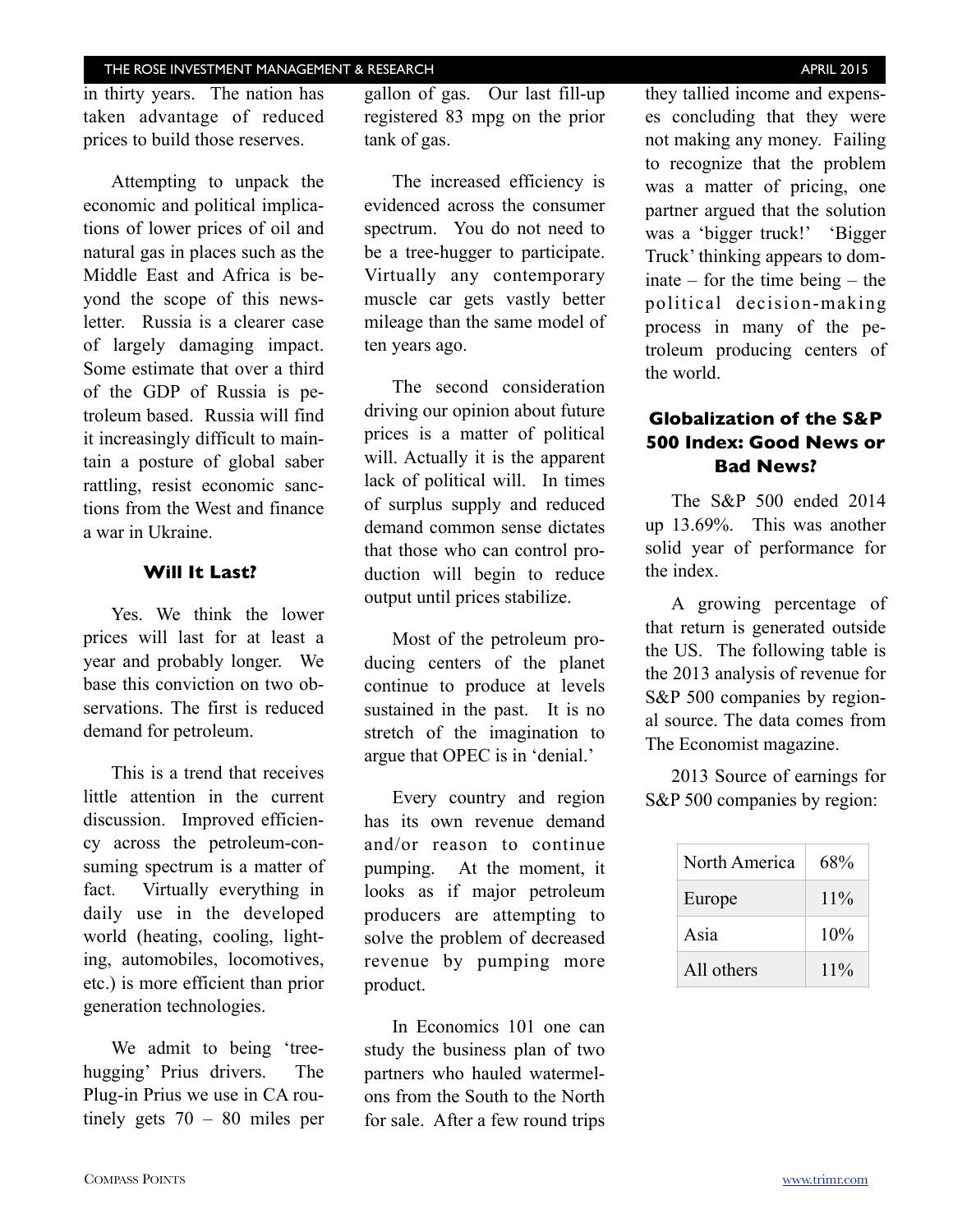in thirty years. The nation has taken advantage of reduced prices to build those reserves.

Attempting to unpack the economic and political implications of lower prices of oil and natural gas in places such as the Middle East and Africa is beyond the scope of this newsletter. Russia is a clearer case of largely damaging impact. Some estimate that over a third of the GDP of Russia is petroleum based. Russia will find it increasingly difficult to maintain a posture of global saber rattling, resist economic sanctions from the West and finance a war in Ukraine.

### Will It Last?

Yes. We think the lower prices will last for at least a year and probably longer. We base this conviction on two observations. The first is reduced demand for petroleum.

This is a trend that receives little attention in the current discussion. Improved efficiency across the petroleum-consuming spectrum is a matter of fact. Virtually everything in daily use in the developed world (heating, cooling, lighting, automobiles, locomotives, etc.) is more efficient than prior generation technologies.

We admit to being 'tree-hugging' Prius drivers. The Plug-in Prius we use in CA routinely gets 70 – 80 miles per gallon of gas. Our last fill-up registered 83 mpg on the prior tank of gas.

The increased efficiency is evidenced across the consumer spectrum. You do not need to be a tree-hugger to participate. Virtually any contemporary muscle car gets vastly better mileage than the same model of ten years ago.

The second consideration driving our opinion about future prices is a matter of political will. Actually it is the apparent lack of political will. In times of surplus supply and reduced demand common sense dictates that those who can control production will begin to reduce output until prices stabilize.

Most of the petroleum producing centers of the planet continue to produce at levels sustained in the past. It is no stretch of the imagination to argue that OPEC is in 'denial.'

Every country and region has its own revenue demand and/or reason to continue pumping. At the moment, it looks as if major petroleum producers are attempting to solve the problem of decreased revenue by pumping more product.

In Economics 101 one can study the business plan of two partners who hauled watermelons from the South to the North for sale. After a few round trips they tallied income and expenses concluding that they were not making any money. Failing to recognize that the problem was a matter of pricing, one partner argued that the solution was a 'bigger truck!' 'Bigger Truck' thinking appears to dominate – for the time being – the political decision-making process in many of the petroleum producing centers of the world.

### Globalization of the S&P 500 Index: Good News or Bad News?

The S&P 500 ended 2014 up 13.69%. This was another solid year of performance for the index.

A growing percentage of that return is generated outside the US. The following table is the 2013 analysis of revenue for S&P 500 companies by regional source. The data comes from The Economist magazine.

2013 Source of earnings for S&P 500 companies by region:

| Region | Share |
|---|---|
| North America | 68% |
| Europe | 11% |
| Asia | 10% |
| All others | 11% |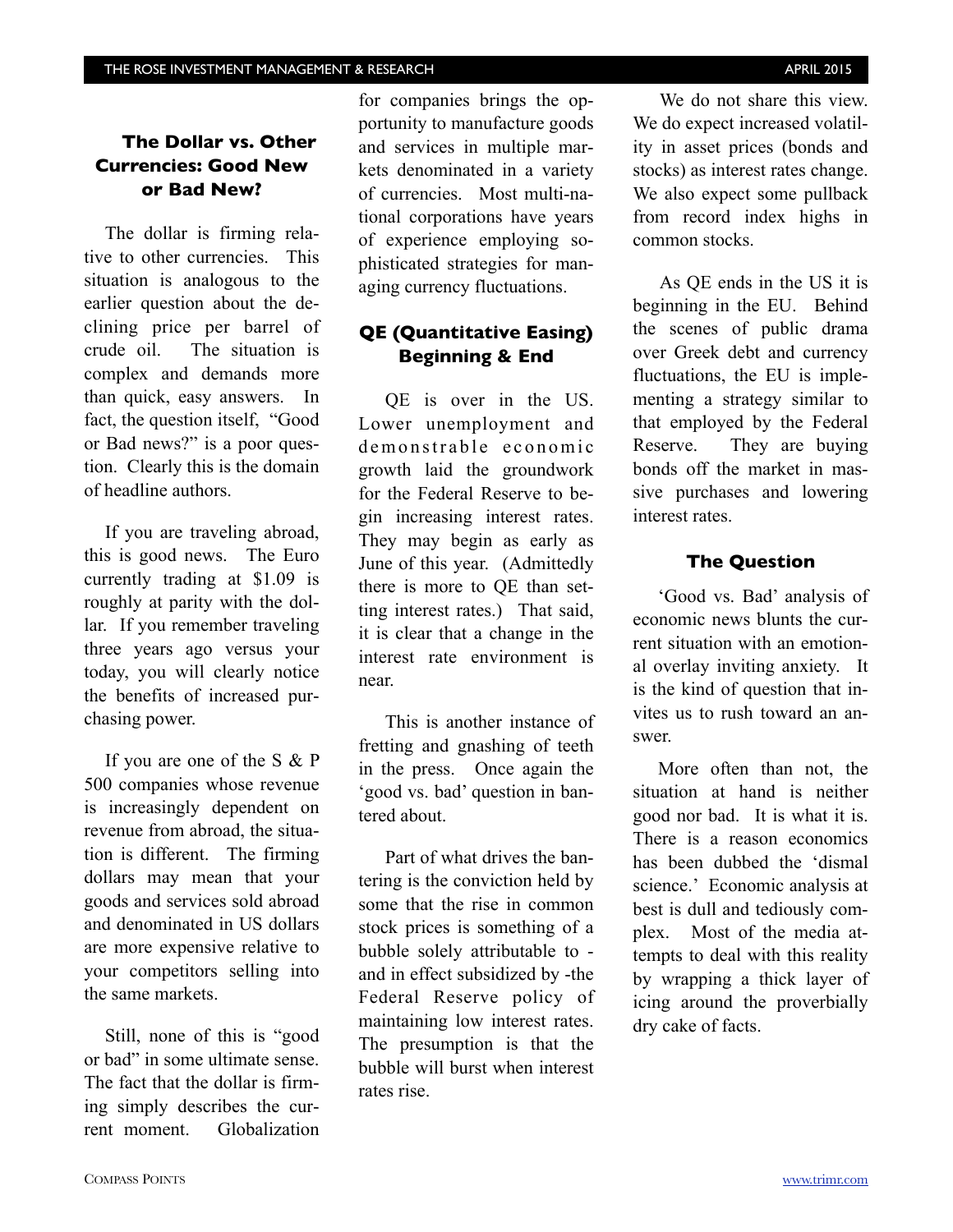## The Dollar vs. Other Currencies: Good New or Bad New?

The dollar is firming relative to other currencies. This situation is analogous to the earlier question about the declining price per barrel of crude oil. The situation is complex and demands more than quick, easy answers. In fact, the question itself, "Good or Bad news?" is a poor question. Clearly this is the domain of headline authors.

If you are traveling abroad, this is good news. The Euro currently trading at $1.09 is roughly at parity with the dollar. If you remember traveling three years ago versus your today, you will clearly notice the benefits of increased purchasing power.

If you are one of the S & P 500 companies whose revenue is increasingly dependent on revenue from abroad, the situation is different. The firming dollars may mean that your goods and services sold abroad and denominated in US dollars are more expensive relative to your competitors selling into the same markets.

Still, none of this is "good or bad" in some ultimate sense. The fact that the dollar is firming simply describes the current moment. Globalization for companies brings the opportunity to manufacture goods and services in multiple markets denominated in a variety of currencies. Most multi-national corporations have years of experience employing sophisticated strategies for managing currency fluctuations.

## QE (Quantitative Easing) Beginning & End

QE is over in the US. Lower unemployment and demonstrable economic growth laid the groundwork for the Federal Reserve to begin increasing interest rates. They may begin as early as June of this year. (Admittedly there is more to QE than setting interest rates.) That said, it is clear that a change in the interest rate environment is near.

This is another instance of fretting and gnashing of teeth in the press. Once again the 'good vs. bad' question in bantered about.

Part of what drives the bantering is the conviction held by some that the rise in common stock prices is something of a bubble solely attributable to - and in effect subsidized by -the Federal Reserve policy of maintaining low interest rates. The presumption is that the bubble will burst when interest rates rise.

We do not share this view. We do expect increased volatility in asset prices (bonds and stocks) as interest rates change. We also expect some pullback from record index highs in common stocks.

As QE ends in the US it is beginning in the EU. Behind the scenes of public drama over Greek debt and currency fluctuations, the EU is implementing a strategy similar to that employed by the Federal Reserve. They are buying bonds off the market in massive purchases and lowering interest rates.

## The Question

'Good vs. Bad' analysis of economic news blunts the current situation with an emotional overlay inviting anxiety. It is the kind of question that invites us to rush toward an answer.

More often than not, the situation at hand is neither good nor bad. It is what it is. There is a reason economics has been dubbed the 'dismal science.' Economic analysis at best is dull and tediously complex. Most of the media attempts to deal with this reality by wrapping a thick layer of icing around the proverbially dry cake of facts.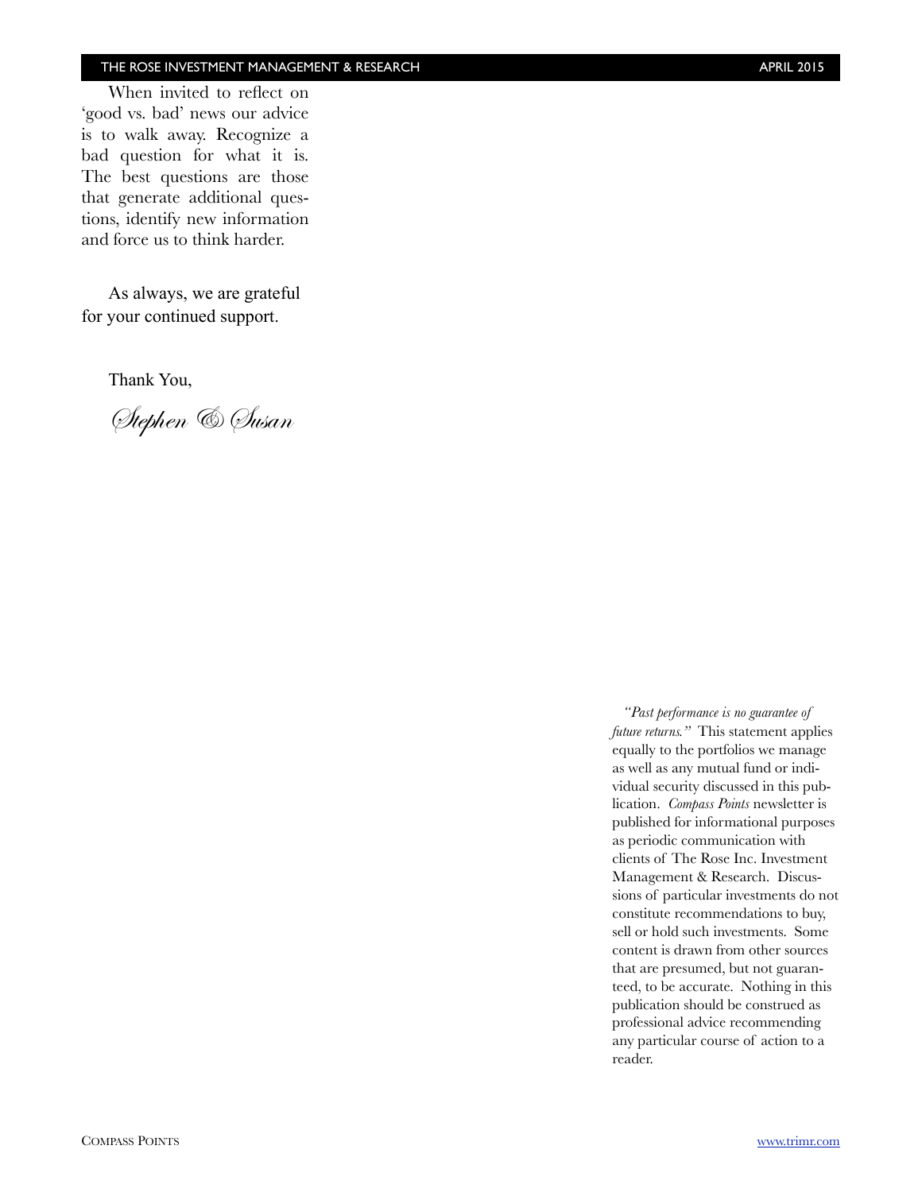When invited to reflect on 'good vs. bad' news our advice is to walk away. Recognize a bad question for what it is. The best questions are those that generate additional questions, identify new information and force us to think harder.

As always, we are grateful for your continued support.

Thank You,

*Stephen & Susan*

*"Past performance is no guarantee of future returns."* This statement applies equally to the portfolios we manage as well as any mutual fund or individual security discussed in this publication. *Compass Points* newsletter is published for informational purposes as periodic communication with clients of The Rose Inc. Investment Management & Research. Discussions of particular investments do not constitute recommendations to buy, sell or hold such investments. Some content is drawn from other sources that are presumed, but not guaranteed, to be accurate. Nothing in this publication should be construed as professional advice recommending any particular course of action to a reader.